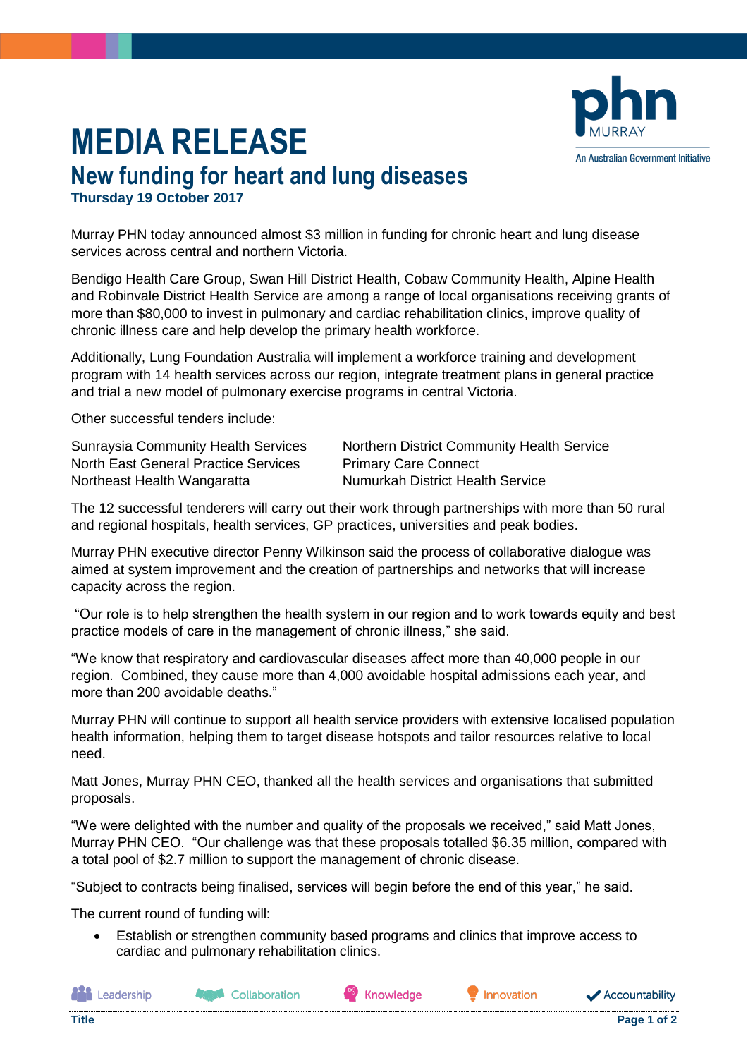# MEDIA RELEASE

## New funding for heart and lung diseases

**Thursday 19 October 2017**

Murray PHN today announced almost $3 million in funding for chronic heart and lung disease services across central and northern Victoria.

Bendigo Health Care Group, Swan Hill District Health, Cobaw Community Health, Alpine Health and Robinvale District Health Service are among a range of local organisations receiving grants of more than $80,000 to invest in pulmonary and cardiac rehabilitation clinics, improve quality of chronic illness care and help develop the primary health workforce.

Additionally, Lung Foundation Australia will implement a workforce training and development program with 14 health services across our region, integrate treatment plans in general practice and trial a new model of pulmonary exercise programs in central Victoria.

Other successful tenders include:

- Sunraysia Community Health Services
- North East General Practice Services
- Northeast Health Wangaratta
- Northern District Community Health Service
- Primary Care Connect
- Numurkah District Health Service

The 12 successful tenderers will carry out their work through partnerships with more than 50 rural and regional hospitals, health services, GP practices, universities and peak bodies.

Murray PHN executive director Penny Wilkinson said the process of collaborative dialogue was aimed at system improvement and the creation of partnerships and networks that will increase capacity across the region.

"Our role is to help strengthen the health system in our region and to work towards equity and best practice models of care in the management of chronic illness," she said.

"We know that respiratory and cardiovascular diseases affect more than 40,000 people in our region. Combined, they cause more than 4,000 avoidable hospital admissions each year, and more than 200 avoidable deaths."

Murray PHN will continue to support all health service providers with extensive localised population health information, helping them to target disease hotspots and tailor resources relative to local need.

Matt Jones, Murray PHN CEO, thanked all the health services and organisations that submitted proposals.

"We were delighted with the number and quality of the proposals we received," said Matt Jones, Murray PHN CEO. "Our challenge was that these proposals totalled $6.35 million, compared with a total pool of $2.7 million to support the management of chronic disease.

"Subject to contracts being finalised, services will begin before the end of this year," he said.

The current round of funding will:

- Establish or strengthen community based programs and clinics that improve access to cardiac and pulmonary rehabilitation clinics.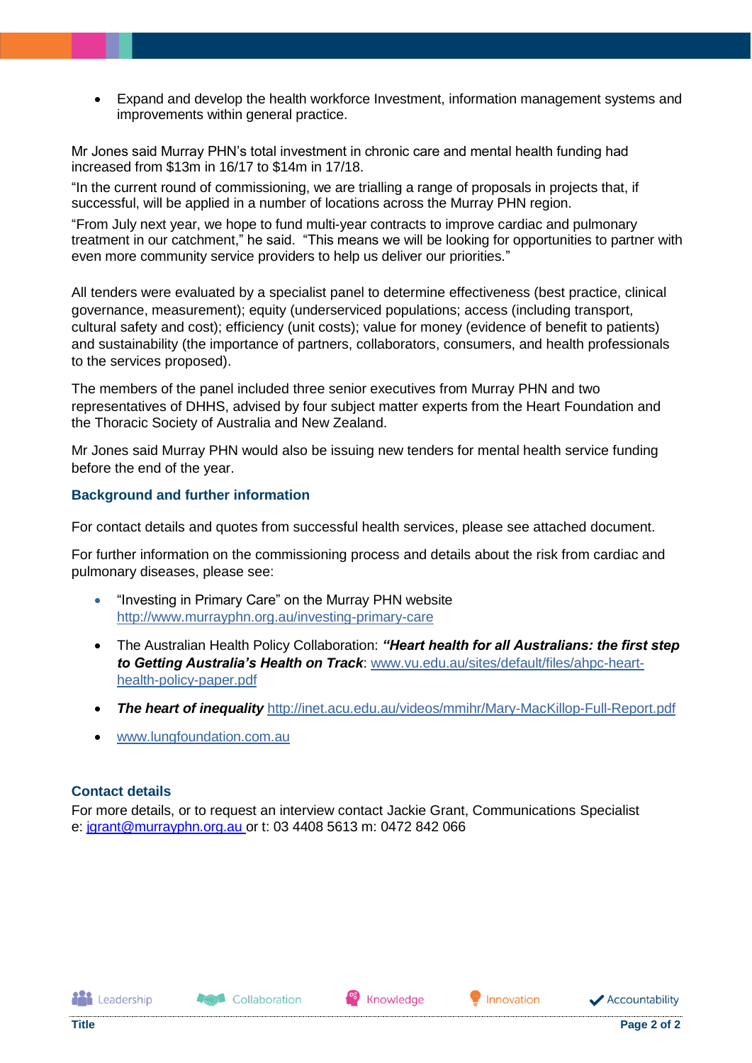- Expand and develop the health workforce Investment, information management systems and improvements within general practice.

Mr Jones said Murray PHN's total investment in chronic care and mental health funding had increased from $13m in 16/17 to $14m in 17/18.

"In the current round of commissioning, we are trialling a range of proposals in projects that, if successful, will be applied in a number of locations across the Murray PHN region.

"From July next year, we hope to fund multi-year contracts to improve cardiac and pulmonary treatment in our catchment," he said. "This means we will be looking for opportunities to partner with even more community service providers to help us deliver our priorities."

All tenders were evaluated by a specialist panel to determine effectiveness (best practice, clinical governance, measurement); equity (underserviced populations; access (including transport, cultural safety and cost); efficiency (unit costs); value for money (evidence of benefit to patients) and sustainability (the importance of partners, collaborators, consumers, and health professionals to the services proposed).

The members of the panel included three senior executives from Murray PHN and two representatives of DHHS, advised by four subject matter experts from the Heart Foundation and the Thoracic Society of Australia and New Zealand.

Mr Jones said Murray PHN would also be issuing new tenders for mental health service funding before the end of the year.

### Background and further information

For contact details and quotes from successful health services, please see attached document.

For further information on the commissioning process and details about the risk from cardiac and pulmonary diseases, please see:

- "Investing in Primary Care" on the Murray PHN website http://www.murrayphn.org.au/investing-primary-care
- The Australian Health Policy Collaboration: ***"Heart health for all Australians: the first step to Getting Australia's Health on Track***: www.vu.edu.au/sites/default/files/ahpc-heart-health-policy-paper.pdf
- ***The heart of inequality*** http://inet.acu.edu.au/videos/mmihr/Mary-MacKillop-Full-Report.pdf
- www.lungfoundation.com.au

### Contact details

For more details, or to request an interview contact Jackie Grant, Communications Specialist e: jgrant@murrayphn.org.au or t: 03 4408 5613 m: 0472 842 066